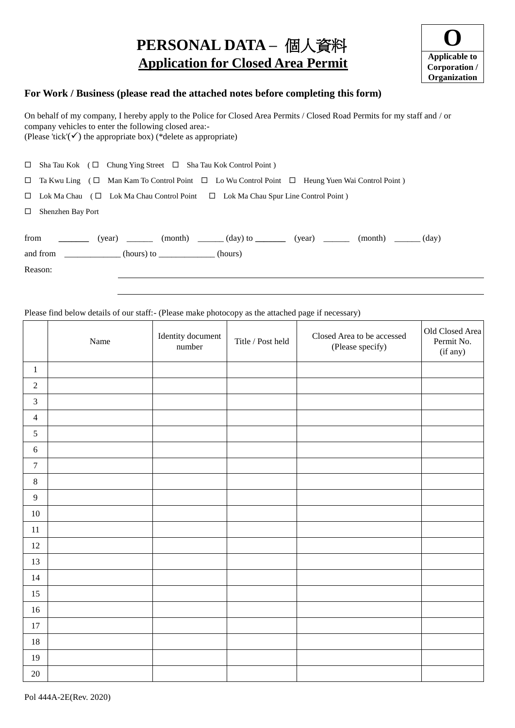# PERSONAL DATA – 個人資料

## Application for Closed Area Permit

**O**
**Applicable to Corporation / Organization**

### For Work / Business (please read the attached notes before completing this form)

On behalf of my company, I hereby apply to the Police for Closed Area Permits / Closed Road Permits for my staff and / or company vehicles to enter the following closed area:-
(Please 'tick'(✓) the appropriate box) (*delete as appropriate)

☐ Sha Tau Kok ( ☐ Chung Ying Street ☐ Sha Tau Kok Control Point )

☐ Ta Kwu Ling ( ☐ Man Kam To Control Point ☐ Lo Wu Control Point ☐ Heung Yuen Wai Control Point )

☐ Lok Ma Chau ( ☐ Lok Ma Chau Control Point ☐ Lok Ma Chau Spur Line Control Point )

☐ Shenzhen Bay Port

from _______ (year) ______ (month) ______ (day) to _______ (year) ______ (month) ______ (day)

and from _____________ (hours) to _____________ (hours)

Reason: ____________________________________________________________

____________________________________________________________

Please find below details of our staff:- (Please make photocopy as the attached page if necessary)

| | Name | Identity document number | Title / Post held | Closed Area to be accessed (Please specify) | Old Closed Area Permit No. (if any) |
|---|---|---|---|---|---|
| 1 | | | | | |
| 2 | | | | | |
| 3 | | | | | |
| 4 | | | | | |
| 5 | | | | | |
| 6 | | | | | |
| 7 | | | | | |
| 8 | | | | | |
| 9 | | | | | |
| 10 | | | | | |
| 11 | | | | | |
| 12 | | | | | |
| 13 | | | | | |
| 14 | | | | | |
| 15 | | | | | |
| 16 | | | | | |
| 17 | | | | | |
| 18 | | | | | |
| 19 | | | | | |
| 20 | | | | | |

Pol 444A-2E(Rev. 2020)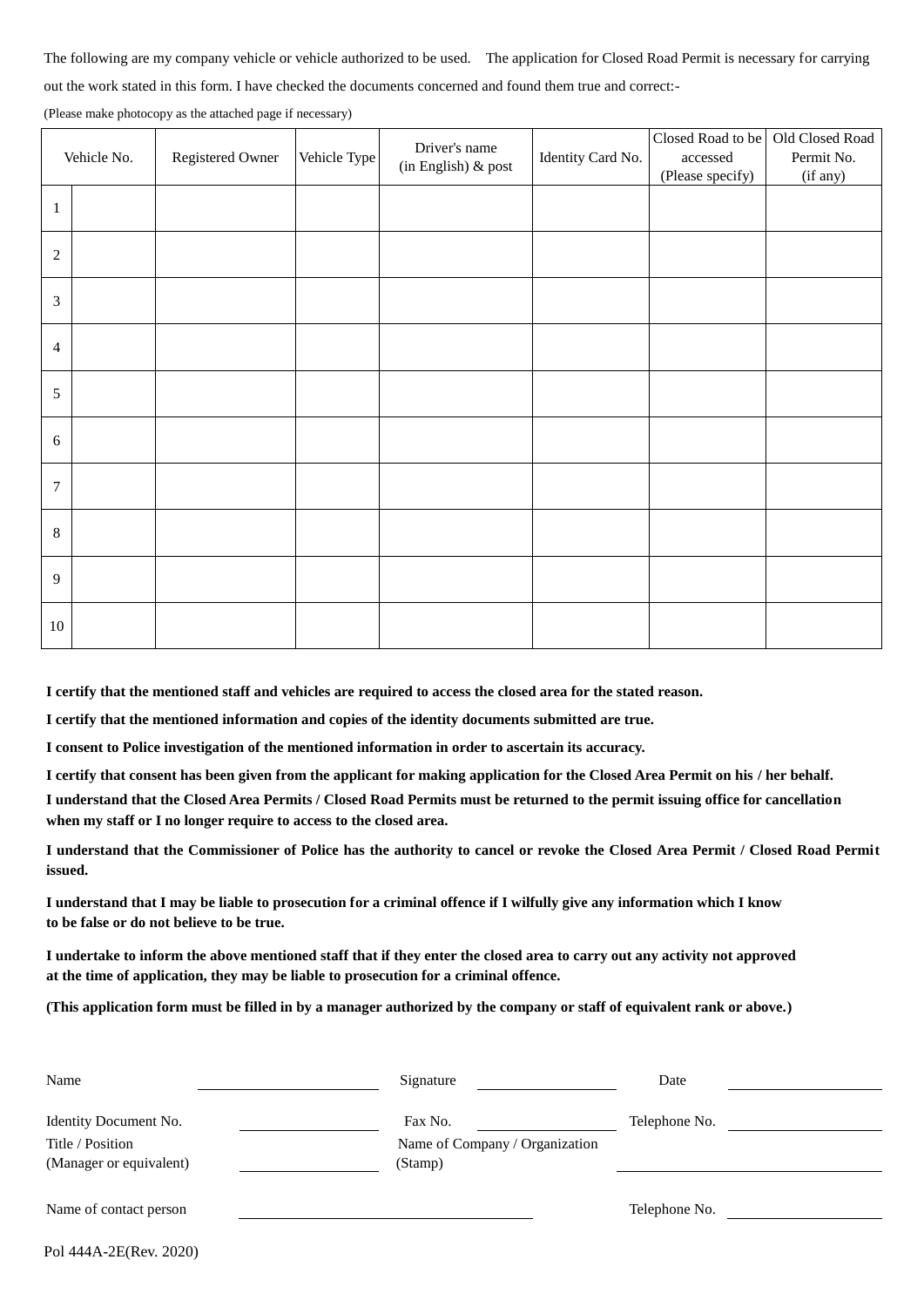The following are my company vehicle or vehicle authorized to be used. The application for Closed Road Permit is necessary for carrying out the work stated in this form. I have checked the documents concerned and found them true and correct:-

(Please make photocopy as the attached page if necessary)

| Vehicle No. | | Registered Owner | Vehicle Type | Driver's name (in English) & post | Identity Card No. | Closed Road to be accessed (Please specify) | Old Closed Road Permit No. (if any) |
|---|---|---|---|---|---|---|---|
| 1 | | | | | | | |
| 2 | | | | | | | |
| 3 | | | | | | | |
| 4 | | | | | | | |
| 5 | | | | | | | |
| 6 | | | | | | | |
| 7 | | | | | | | |
| 8 | | | | | | | |
| 9 | | | | | | | |
| 10 | | | | | | | |

**I certify that the mentioned staff and vehicles are required to access the closed area for the stated reason.**

**I certify that the mentioned information and copies of the identity documents submitted are true.**

**I consent to Police investigation of the mentioned information in order to ascertain its accuracy.**

**I certify that consent has been given from the applicant for making application for the Closed Area Permit on his / her behalf.**

**I understand that the Closed Area Permits / Closed Road Permits must be returned to the permit issuing office for cancellation when my staff or I no longer require to access to the closed area.**

**I understand that the Commissioner of Police has the authority to cancel or revoke the Closed Area Permit / Closed Road Permit issued.**

**I understand that I may be liable to prosecution for a criminal offence if I wilfully give any information which I know to be false or do not believe to be true.**

**I undertake to inform the above mentioned staff that if they enter the closed area to carry out any activity not approved at the time of application, they may be liable to prosecution for a criminal offence.**

**(This application form must be filled in by a manager authorized by the company or staff of equivalent rank or above.)**

Name ____________________ Signature ____________________ Date ____________________

Identity Document No. ____________________ Fax No. ____________________ Telephone No. ____________________

Title / Position (Manager or equivalent) ____________________ Name of Company / Organization (Stamp) ____________________

Name of contact person ____________________ Telephone No. ____________________

Pol 444A-2E(Rev. 2020)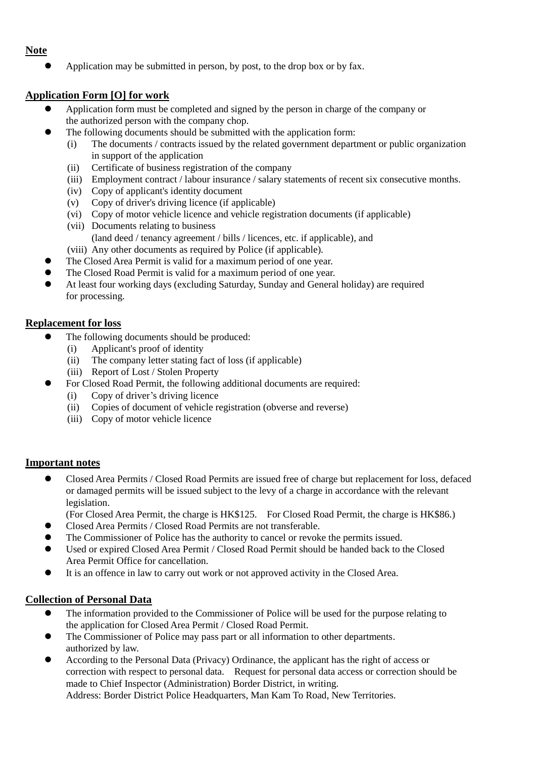**Note**

- Application may be submitted in person, by post, to the drop box or by fax.

**Application Form [O] for work**

- Application form must be completed and signed by the person in charge of the company or the authorized person with the company chop.
- The following documents should be submitted with the application form:
  - (i) The documents / contracts issued by the related government department or public organization in support of the application
  - (ii) Certificate of business registration of the company
  - (iii) Employment contract / labour insurance / salary statements of recent six consecutive months.
  - (iv) Copy of applicant's identity document
  - (v) Copy of driver's driving licence (if applicable)
  - (vi) Copy of motor vehicle licence and vehicle registration documents (if applicable)
  - (vii) Documents relating to business (land deed / tenancy agreement / bills / licences, etc. if applicable), and
  - (viii) Any other documents as required by Police (if applicable).
- The Closed Area Permit is valid for a maximum period of one year.
- The Closed Road Permit is valid for a maximum period of one year.
- At least four working days (excluding Saturday, Sunday and General holiday) are required for processing.

**Replacement for loss**

- The following documents should be produced:
  - (i) Applicant's proof of identity
  - (ii) The company letter stating fact of loss (if applicable)
  - (iii) Report of Lost / Stolen Property
- For Closed Road Permit, the following additional documents are required:
  - (i) Copy of driver's driving licence
  - (ii) Copies of document of vehicle registration (obverse and reverse)
  - (iii) Copy of motor vehicle licence

**Important notes**

- Closed Area Permits / Closed Road Permits are issued free of charge but replacement for loss, defaced or damaged permits will be issued subject to the levy of a charge in accordance with the relevant legislation.
  (For Closed Area Permit, the charge is HK$125. For Closed Road Permit, the charge is HK$86.)
- Closed Area Permits / Closed Road Permits are not transferable.
- The Commissioner of Police has the authority to cancel or revoke the permits issued.
- Used or expired Closed Area Permit / Closed Road Permit should be handed back to the Closed Area Permit Office for cancellation.
- It is an offence in law to carry out work or not approved activity in the Closed Area.

**Collection of Personal Data**

- The information provided to the Commissioner of Police will be used for the purpose relating to the application for Closed Area Permit / Closed Road Permit.
- The Commissioner of Police may pass part or all information to other departments. authorized by law.
- According to the Personal Data (Privacy) Ordinance, the applicant has the right of access or correction with respect to personal data. Request for personal data access or correction should be made to Chief Inspector (Administration) Border District, in writing.
  Address: Border District Police Headquarters, Man Kam To Road, New Territories.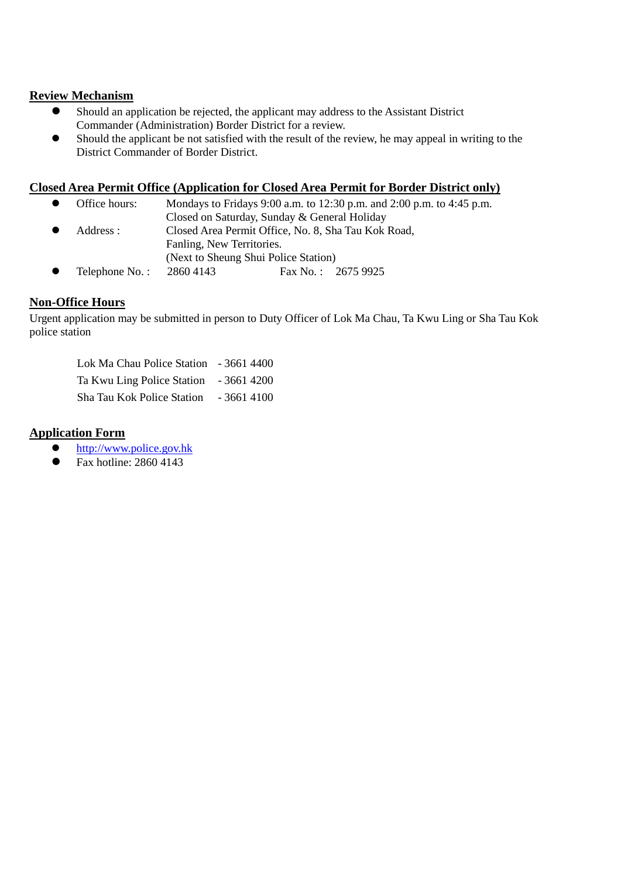## Review Mechanism

- Should an application be rejected, the applicant may address to the Assistant District Commander (Administration) Border District for a review.
- Should the applicant be not satisfied with the result of the review, he may appeal in writing to the District Commander of Border District.

## Closed Area Permit Office (Application for Closed Area Permit for Border District only)

- Office hours: Mondays to Fridays 9:00 a.m. to 12:30 p.m. and 2:00 p.m. to 4:45 p.m.
  Closed on Saturday, Sunday & General Holiday
- Address : Closed Area Permit Office, No. 8, Sha Tau Kok Road,
  Fanling, New Territories.
  (Next to Sheung Shui Police Station)
- Telephone No. : 2860 4143 Fax No. : 2675 9925

## Non-Office Hours

Urgent application may be submitted in person to Duty Officer of Lok Ma Chau, Ta Kwu Ling or Sha Tau Kok police station

| | |
|---|---|
| Lok Ma Chau Police Station | - 3661 4400 |
| Ta Kwu Ling Police Station | - 3661 4200 |
| Sha Tau Kok Police Station | - 3661 4100 |

## Application Form

- http://www.police.gov.hk
- Fax hotline: 2860 4143